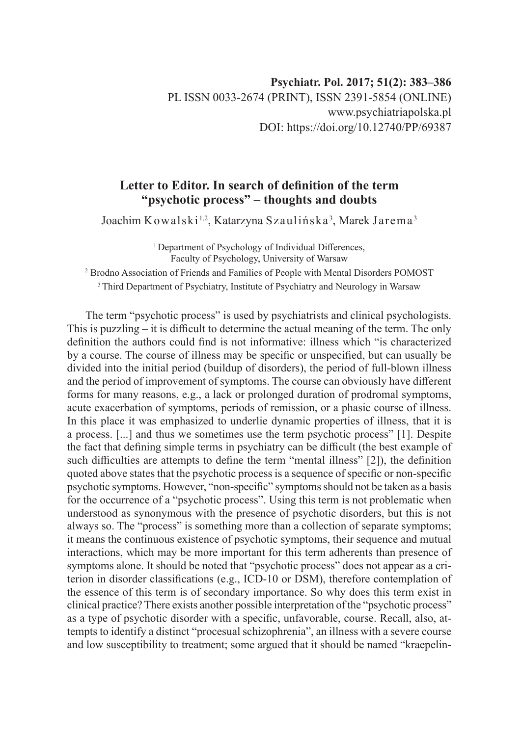# Letter to Editor. In search of definition of the term "psychotic process" – thoughts and doubts

Joachim Kowalski[1,2], Katarzyna Szaulińska[3], Marek Jarema[3]

[1] Department of Psychology of Individual Differences, Faculty of Psychology, University of Warsaw

[2] Brodno Association of Friends and Families of People with Mental Disorders POMOST

[3] Third Department of Psychiatry, Institute of Psychiatry and Neurology in Warsaw

The term "psychotic process" is used by psychiatrists and clinical psychologists. This is puzzling – it is difficult to determine the actual meaning of the term. The only definition the authors could find is not informative: illness which "is characterized by a course. The course of illness may be specific or unspecified, but can usually be divided into the initial period (buildup of disorders), the period of full-blown illness and the period of improvement of symptoms. The course can obviously have different forms for many reasons, e.g., a lack or prolonged duration of prodromal symptoms, acute exacerbation of symptoms, periods of remission, or a phasic course of illness. In this place it was emphasized to underlie dynamic properties of illness, that it is a process. [...] and thus we sometimes use the term psychotic process" [1]. Despite the fact that defining simple terms in psychiatry can be difficult (the best example of such difficulties are attempts to define the term "mental illness" [2]), the definition quoted above states that the psychotic process is a sequence of specific or non-specific psychotic symptoms. However, "non-specific" symptoms should not be taken as a basis for the occurrence of a "psychotic process". Using this term is not problematic when understood as synonymous with the presence of psychotic disorders, but this is not always so. The "process" is something more than a collection of separate symptoms; it means the continuous existence of psychotic symptoms, their sequence and mutual interactions, which may be more important for this term adherents than presence of symptoms alone. It should be noted that "psychotic process" does not appear as a criterion in disorder classifications (e.g., ICD-10 or DSM), therefore contemplation of the essence of this term is of secondary importance. So why does this term exist in clinical practice? There exists another possible interpretation of the "psychotic process" as a type of psychotic disorder with a specific, unfavorable, course. Recall, also, attempts to identify a distinct "procesual schizophrenia", an illness with a severe course and low susceptibility to treatment; some argued that it should be named "kraepelin-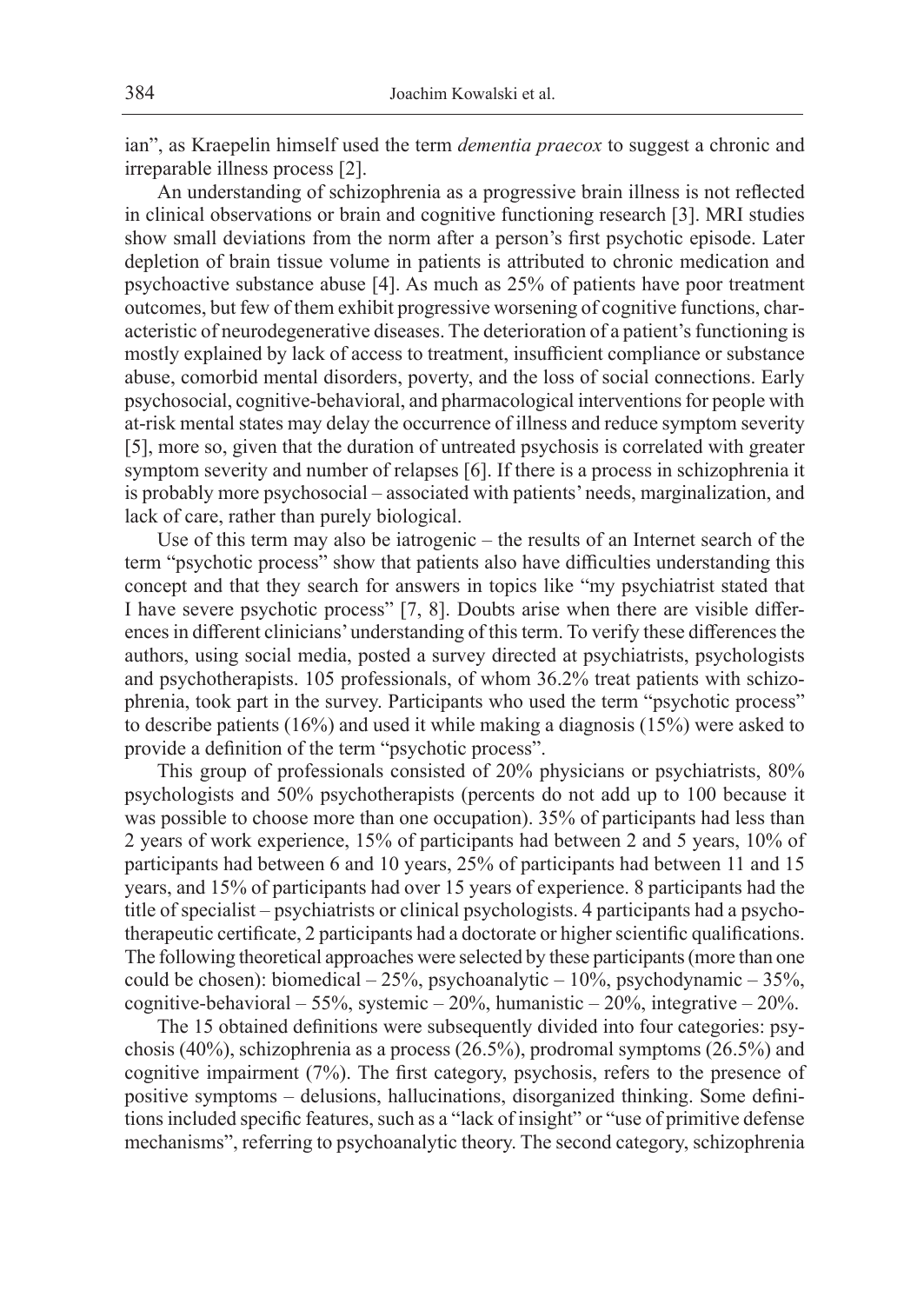ian", as Kraepelin himself used the term *dementia praecox* to suggest a chronic and irreparable illness process [2].

An understanding of schizophrenia as a progressive brain illness is not reflected in clinical observations or brain and cognitive functioning research [3]. MRI studies show small deviations from the norm after a person's first psychotic episode. Later depletion of brain tissue volume in patients is attributed to chronic medication and psychoactive substance abuse [4]. As much as 25% of patients have poor treatment outcomes, but few of them exhibit progressive worsening of cognitive functions, characteristic of neurodegenerative diseases. The deterioration of a patient's functioning is mostly explained by lack of access to treatment, insufficient compliance or substance abuse, comorbid mental disorders, poverty, and the loss of social connections. Early psychosocial, cognitive-behavioral, and pharmacological interventions for people with at-risk mental states may delay the occurrence of illness and reduce symptom severity [5], more so, given that the duration of untreated psychosis is correlated with greater symptom severity and number of relapses [6]. If there is a process in schizophrenia it is probably more psychosocial – associated with patients' needs, marginalization, and lack of care, rather than purely biological.

Use of this term may also be iatrogenic – the results of an Internet search of the term "psychotic process" show that patients also have difficulties understanding this concept and that they search for answers in topics like "my psychiatrist stated that I have severe psychotic process" [7, 8]. Doubts arise when there are visible differences in different clinicians' understanding of this term. To verify these differences the authors, using social media, posted a survey directed at psychiatrists, psychologists and psychotherapists. 105 professionals, of whom 36.2% treat patients with schizophrenia, took part in the survey. Participants who used the term "psychotic process" to describe patients (16%) and used it while making a diagnosis (15%) were asked to provide a definition of the term "psychotic process".

This group of professionals consisted of 20% physicians or psychiatrists, 80% psychologists and 50% psychotherapists (percents do not add up to 100 because it was possible to choose more than one occupation). 35% of participants had less than 2 years of work experience, 15% of participants had between 2 and 5 years, 10% of participants had between 6 and 10 years, 25% of participants had between 11 and 15 years, and 15% of participants had over 15 years of experience. 8 participants had the title of specialist – psychiatrists or clinical psychologists. 4 participants had a psychotherapeutic certificate, 2 participants had a doctorate or higher scientific qualifications. The following theoretical approaches were selected by these participants (more than one could be chosen): biomedical – 25%, psychoanalytic – 10%, psychodynamic – 35%, cognitive-behavioral – 55%, systemic – 20%, humanistic – 20%, integrative – 20%.

The 15 obtained definitions were subsequently divided into four categories: psychosis (40%), schizophrenia as a process (26.5%), prodromal symptoms (26.5%) and cognitive impairment (7%). The first category, psychosis, refers to the presence of positive symptoms – delusions, hallucinations, disorganized thinking. Some definitions included specific features, such as a "lack of insight" or "use of primitive defense mechanisms", referring to psychoanalytic theory. The second category, schizophrenia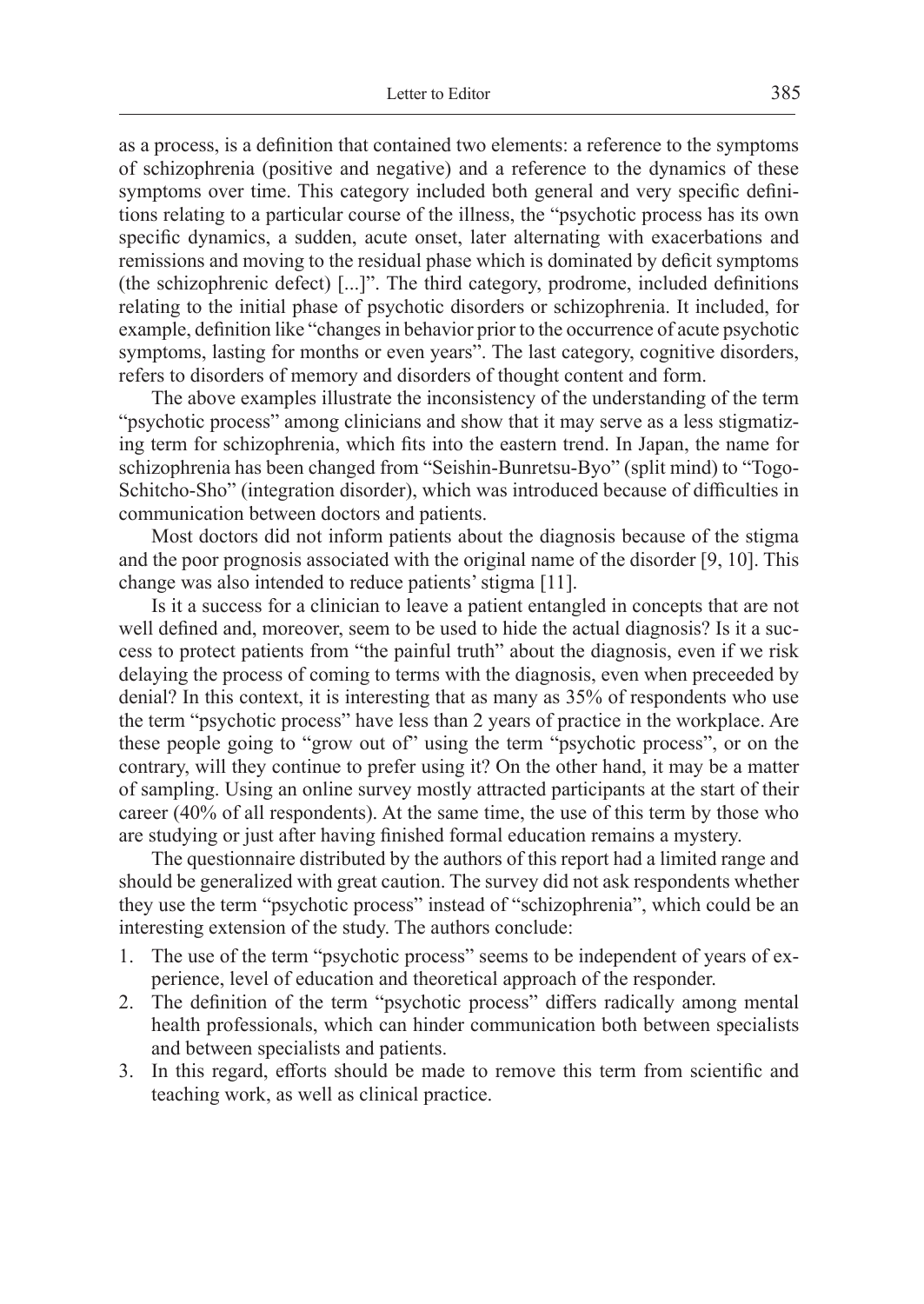as a process, is a definition that contained two elements: a reference to the symptoms of schizophrenia (positive and negative) and a reference to the dynamics of these symptoms over time. This category included both general and very specific definitions relating to a particular course of the illness, the "psychotic process has its own specific dynamics, a sudden, acute onset, later alternating with exacerbations and remissions and moving to the residual phase which is dominated by deficit symptoms (the schizophrenic defect) [...]". The third category, prodrome, included definitions relating to the initial phase of psychotic disorders or schizophrenia. It included, for example, definition like "changes in behavior prior to the occurrence of acute psychotic symptoms, lasting for months or even years". The last category, cognitive disorders, refers to disorders of memory and disorders of thought content and form.

The above examples illustrate the inconsistency of the understanding of the term "psychotic process" among clinicians and show that it may serve as a less stigmatizing term for schizophrenia, which fits into the eastern trend. In Japan, the name for schizophrenia has been changed from "Seishin-Bunretsu-Byo" (split mind) to "Togo-Schitcho-Sho" (integration disorder), which was introduced because of difficulties in communication between doctors and patients.

Most doctors did not inform patients about the diagnosis because of the stigma and the poor prognosis associated with the original name of the disorder [9, 10]. This change was also intended to reduce patients' stigma [11].

Is it a success for a clinician to leave a patient entangled in concepts that are not well defined and, moreover, seem to be used to hide the actual diagnosis? Is it a success to protect patients from "the painful truth" about the diagnosis, even if we risk delaying the process of coming to terms with the diagnosis, even when preceeded by denial? In this context, it is interesting that as many as 35% of respondents who use the term "psychotic process" have less than 2 years of practice in the workplace. Are these people going to "grow out of" using the term "psychotic process", or on the contrary, will they continue to prefer using it? On the other hand, it may be a matter of sampling. Using an online survey mostly attracted participants at the start of their career (40% of all respondents). At the same time, the use of this term by those who are studying or just after having finished formal education remains a mystery.

The questionnaire distributed by the authors of this report had a limited range and should be generalized with great caution. The survey did not ask respondents whether they use the term "psychotic process" instead of "schizophrenia", which could be an interesting extension of the study. The authors conclude:

1. The use of the term "psychotic process" seems to be independent of years of experience, level of education and theoretical approach of the responder.
2. The definition of the term "psychotic process" differs radically among mental health professionals, which can hinder communication both between specialists and between specialists and patients.
3. In this regard, efforts should be made to remove this term from scientific and teaching work, as well as clinical practice.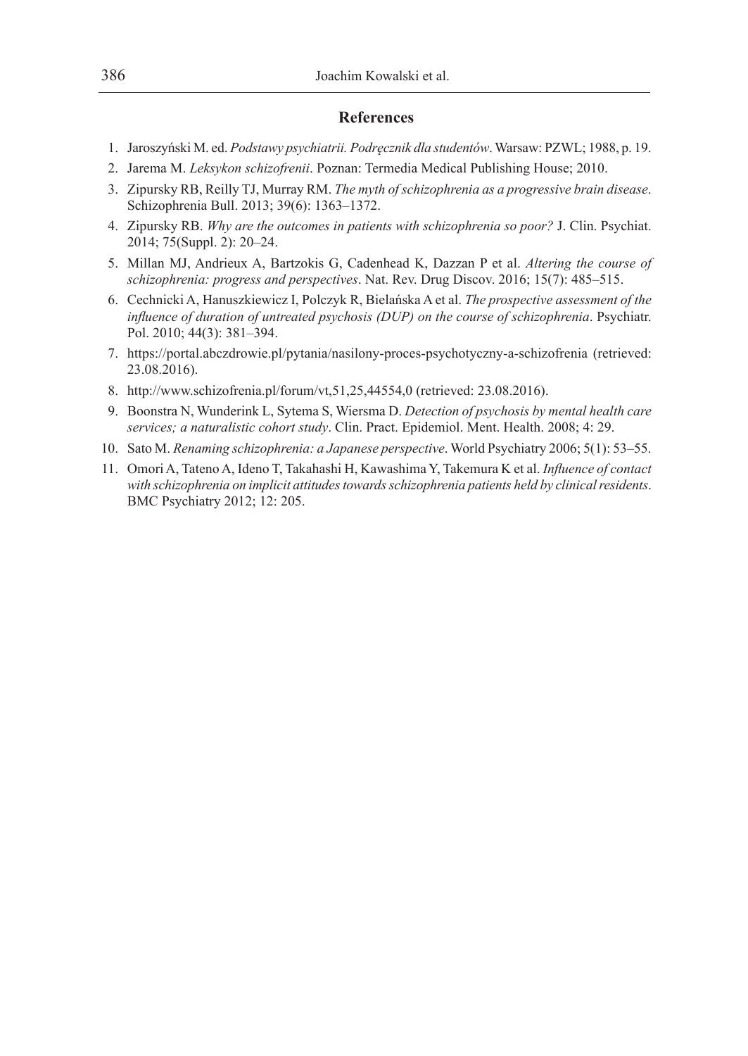## References

1. Jaroszyński M. ed. *Podstawy psychiatrii. Podręcznik dla studentów*. Warsaw: PZWL; 1988, p. 19.
2. Jarema M. *Leksykon schizofrenii*. Poznan: Termedia Medical Publishing House; 2010.
3. Zipursky RB, Reilly TJ, Murray RM. *The myth of schizophrenia as a progressive brain disease*. Schizophrenia Bull. 2013; 39(6): 1363–1372.
4. Zipursky RB. *Why are the outcomes in patients with schizophrenia so poor?* J. Clin. Psychiat. 2014; 75(Suppl. 2): 20–24.
5. Millan MJ, Andrieux A, Bartzokis G, Cadenhead K, Dazzan P et al. *Altering the course of schizophrenia: progress and perspectives*. Nat. Rev. Drug Discov. 2016; 15(7): 485–515.
6. Cechnicki A, Hanuszkiewicz I, Polczyk R, Bielańska A et al. *The prospective assessment of the influence of duration of untreated psychosis (DUP) on the course of schizophrenia*. Psychiatr. Pol. 2010; 44(3): 381–394.
7. https://portal.abczdrowie.pl/pytania/nasilony-proces-psychotyczny-a-schizofrenia (retrieved: 23.08.2016).
8. http://www.schizofrenia.pl/forum/vt,51,25,44554,0 (retrieved: 23.08.2016).
9. Boonstra N, Wunderink L, Sytema S, Wiersma D. *Detection of psychosis by mental health care services; a naturalistic cohort study*. Clin. Pract. Epidemiol. Ment. Health. 2008; 4: 29.
10. Sato M. *Renaming schizophrenia: a Japanese perspective*. World Psychiatry 2006; 5(1): 53–55.
11. Omori A, Tateno A, Ideno T, Takahashi H, Kawashima Y, Takemura K et al. *Influence of contact with schizophrenia on implicit attitudes towards schizophrenia patients held by clinical residents*. BMC Psychiatry 2012; 12: 205.